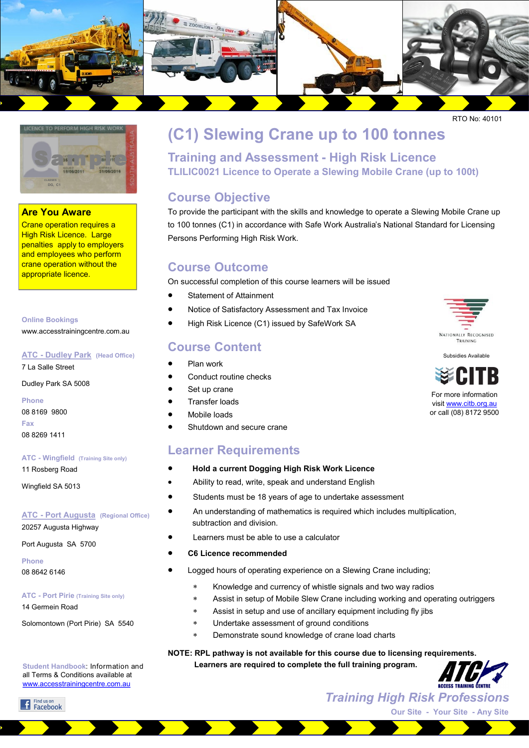RTO No: 40101

# (C1) Slewing Crane up to 100 tonnes

## Training and Assessment - High Risk Licence

### TLILIC0021 Licence to Operate a Slewing Mobile Crane (up to 100t)

## Course Objective

To provide the participant with the skills and knowledge to operate a Slewing Mobile Crane up to 100 tonnes (C1) in accordance with Safe Work Australia's National Standard for Licensing Persons Performing High Risk Work.

## Course Outcome

On successful completion of this course learners will be issued

- Statement of Attainment
- Notice of Satisfactory Assessment and Tax Invoice
- High Risk Licence (C1) issued by SafeWork SA

Nationally Recognised Training

Subsidies Available

CITB

For more information visit www.citb.org.au or call (08) 8172 9500

## Course Content

- Plan work
- Conduct routine checks
- Set up crane
- Transfer loads
- Mobile loads
- Shutdown and secure crane

## Learner Requirements

- **Hold a current Dogging High Risk Work Licence**
- Ability to read, write, speak and understand English
- Students must be 18 years of age to undertake assessment
- An understanding of mathematics is required which includes multiplication, subtraction and division.
- Learners must be able to use a calculator
- **C6 Licence recommended**
- Logged hours of operating experience on a Slewing Crane including;
  - Knowledge and currency of whistle signals and two way radios
  - Assist in setup of Mobile Slew Crane including working and operating outriggers
  - Assist in setup and use of ancillary equipment including fly jibs
  - Undertake assessment of ground conditions
  - Demonstrate sound knowledge of crane load charts

**NOTE: RPL pathway is not available for this course due to licensing requirements. Learners are required to complete the full training program.**

### Are You Aware

Crane operation requires a High Risk Licence. Large penalties apply to employers and employees who perform crane operation without the appropriate licence.

**Online Bookings**
www.accesstrainingcentre.com.au

**ATC - Dudley Park** (Head Office)
7 La Salle Street
Dudley Park SA 5008

**Phone**
08 8169 9800

**Fax**
08 8269 1411

**ATC - Wingfield** (Training Site only)
11 Rosberg Road
Wingfield SA 5013

**ATC - Port Augusta** (Regional Office)
20257 Augusta Highway
Port Augusta SA 5700

**Phone**
08 8642 6146

**ATC - Port Pirie** (Training Site only)
14 Germein Road
Solomontown (Port Pirie) SA 5540

**Student Handbook**: Information and all Terms & Conditions available at www.accesstrainingcentre.com.au

Find us on Facebook

ATC Access Training Centre

*Training High Risk Professions*

Our Site - Your Site - Any Site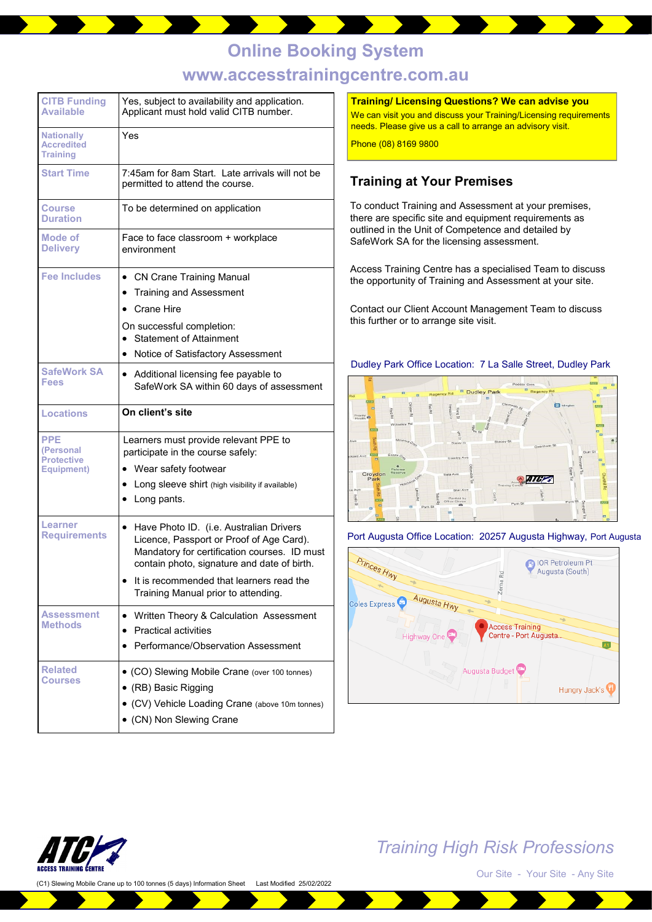# Online Booking System

## www.accesstrainingcentre.com.au

| | |
|---|---|
| **CITB Funding Available** | Yes, subject to availability and application. Applicant must hold valid CITB number. |
| **Nationally Accredited Training** | Yes |
| **Start Time** | 7:45am for 8am Start. Late arrivals will not be permitted to attend the course. |
| **Course Duration** | To be determined on application |
| **Mode of Delivery** | Face to face classroom + workplace environment |
| **Fee Includes** | • CN Crane Training Manual<br>• Training and Assessment<br>• Crane Hire<br>On successful completion:<br>• Statement of Attainment<br>• Notice of Satisfactory Assessment |
| **SafeWork SA Fees** | • Additional licensing fee payable to SafeWork SA within 60 days of assessment |
| **Locations** | **On client's site** |
| **PPE (Personal Protective Equipment)** | Learners must provide relevant PPE to participate in the course safely:<br>• Wear safety footwear<br>• Long sleeve shirt (high visibility if available)<br>• Long pants. |
| **Learner Requirements** | • Have Photo ID. (i.e. Australian Drivers Licence, Passport or Proof of Age Card). Mandatory for certification courses. ID must contain photo, signature and date of birth.<br>• It is recommended that learners read the Training Manual prior to attending. |
| **Assessment Methods** | • Written Theory & Calculation Assessment<br>• Practical activities<br>• Performance/Observation Assessment |
| **Related Courses** | • (CO) Slewing Mobile Crane (over 100 tonnes)<br>• (RB) Basic Rigging<br>• (CV) Vehicle Loading Crane (above 10m tonnes)<br>• (CN) Non Slewing Crane |

**Training/ Licensing Questions? We can advise you**

We can visit you and discuss your Training/Licensing requirements needs. Please give us a call to arrange an advisory visit.

Phone (08) 8169 9800

## Training at Your Premises

To conduct Training and Assessment at your premises, there are specific site and equipment requirements as outlined in the Unit of Competence and detailed by SafeWork SA for the licensing assessment.

Access Training Centre has a specialised Team to discuss the opportunity of Training and Assessment at your site.

Contact our Client Account Management Team to discuss this further or to arrange site visit.

Dudley Park Office Location: 7 La Salle Street, Dudley Park

Port Augusta Office Location: 20257 Augusta Highway, Port Augusta

*Training High Risk Professions*

Our Site - Your Site - Any Site

(C1) Slewing Mobile Crane up to 100 tonnes (5 days) Information Sheet Last Modified 25/02/2022